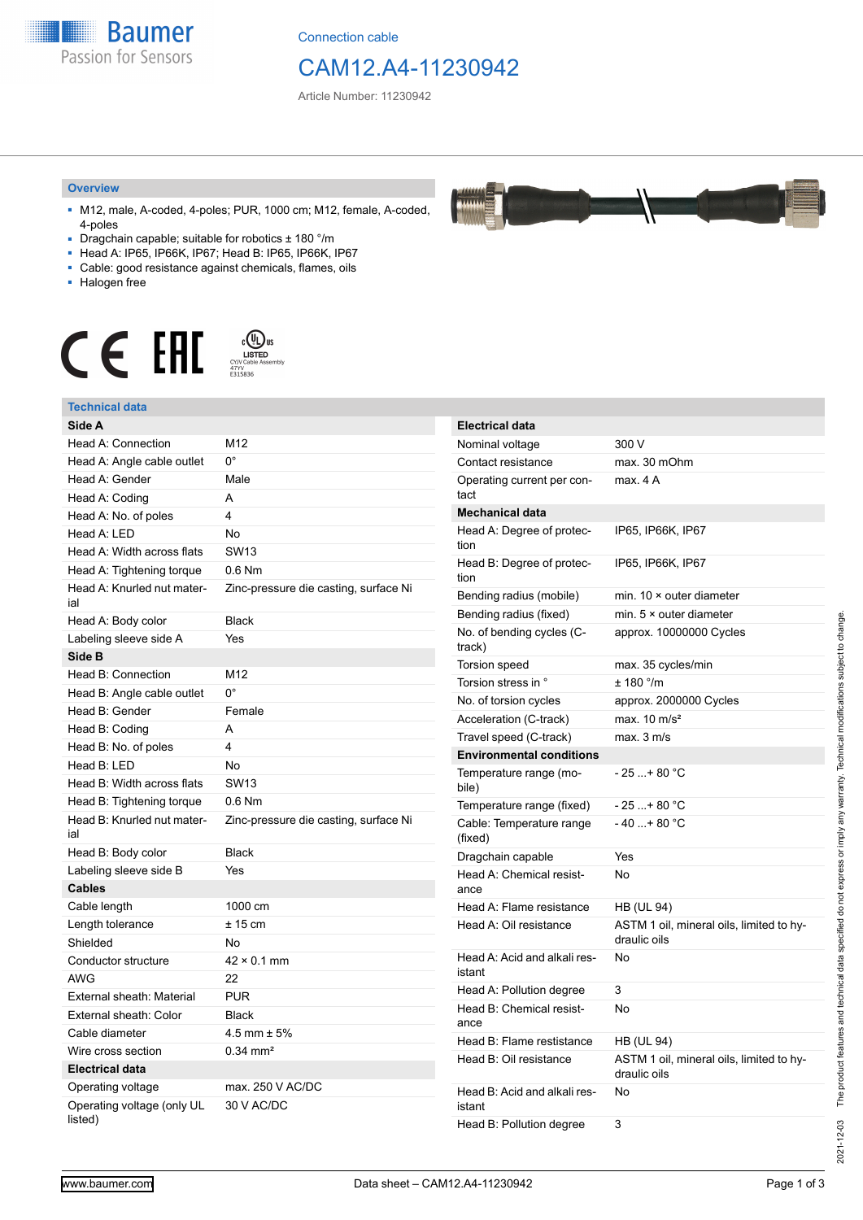Connection cable

# CAM12.A4-11230942

Article Number: 11230942

## Overview

- M12, male, A-coded, 4-poles; PUR, 1000 cm; M12, female, A-coded, 4-poles
- Dragchain capable; suitable for robotics ± 180 °/m
- Head A: IP65, IP66K, IP67; Head B: IP65, IP66K, IP67
- Cable: good resistance against chemicals, flames, oils
- Halogen free

c UL us LISTED CYJV Cable Assembly 47YY E315836

## Technical data

| **Side A** | |
|---|---|
| Head A: Connection | M12 |
| Head A: Angle cable outlet | 0° |
| Head A: Gender | Male |
| Head A: Coding | A |
| Head A: No. of poles | 4 |
| Head A: LED | No |
| Head A: Width across flats | SW13 |
| Head A: Tightening torque | 0.6 Nm |
| Head A: Knurled nut material | Zinc-pressure die casting, surface Ni |
| Head A: Body color | Black |
| Labeling sleeve side A | Yes |
| **Side B** | |
| Head B: Connection | M12 |
| Head B: Angle cable outlet | 0° |
| Head B: Gender | Female |
| Head B: Coding | A |
| Head B: No. of poles | 4 |
| Head B: LED | No |
| Head B: Width across flats | SW13 |
| Head B: Tightening torque | 0.6 Nm |
| Head B: Knurled nut material | Zinc-pressure die casting, surface Ni |
| Head B: Body color | Black |
| Labeling sleeve side B | Yes |
| **Cables** | |
| Cable length | 1000 cm |
| Length tolerance | ± 15 cm |
| Shielded | No |
| Conductor structure | 42 × 0.1 mm |
| AWG | 22 |
| External sheath: Material | PUR |
| External sheath: Color | Black |
| Cable diameter | 4.5 mm ± 5% |
| Wire cross section | 0.34 mm² |
| **Electrical data** | |
| Operating voltage | max. 250 V AC/DC |
| Operating voltage (only UL listed) | 30 V AC/DC |

| **Electrical data** | |
|---|---|
| Nominal voltage | 300 V |
| Contact resistance | max. 30 mOhm |
| Operating current per contact | max. 4 A |
| **Mechanical data** | |
| Head A: Degree of protection | IP65, IP66K, IP67 |
| Head B: Degree of protection | IP65, IP66K, IP67 |
| Bending radius (mobile) | min. 10 × outer diameter |
| Bending radius (fixed) | min. 5 × outer diameter |
| No. of bending cycles (C-track) | approx. 10000000 Cycles |
| Torsion speed | max. 35 cycles/min |
| Torsion stress in ° | ± 180 °/m |
| No. of torsion cycles | approx. 2000000 Cycles |
| Acceleration (C-track) | max. 10 m/s² |
| Travel speed (C-track) | max. 3 m/s |
| **Environmental conditions** | |
| Temperature range (mobile) | - 25 ...+ 80 °C |
| Temperature range (fixed) | - 25 ...+ 80 °C |
| Cable: Temperature range (fixed) | - 40 ...+ 80 °C |
| Dragchain capable | Yes |
| Head A: Chemical resistance | No |
| Head A: Flame resistance | HB (UL 94) |
| Head A: Oil resistance | ASTM 1 oil, mineral oils, limited to hydraulic oils |
| Head A: Acid and alkali resistant | No |
| Head A: Pollution degree | 3 |
| Head B: Chemical resistance | No |
| Head B: Flame resistance | HB (UL 94) |
| Head B: Oil resistance | ASTM 1 oil, mineral oils, limited to hydraulic oils |
| Head B: Acid and alkali resistant | No |
| Head B: Pollution degree | 3 |

2021-12-03 The product features and technical data specified do not express or imply any warranty. Technical modifications subject to change.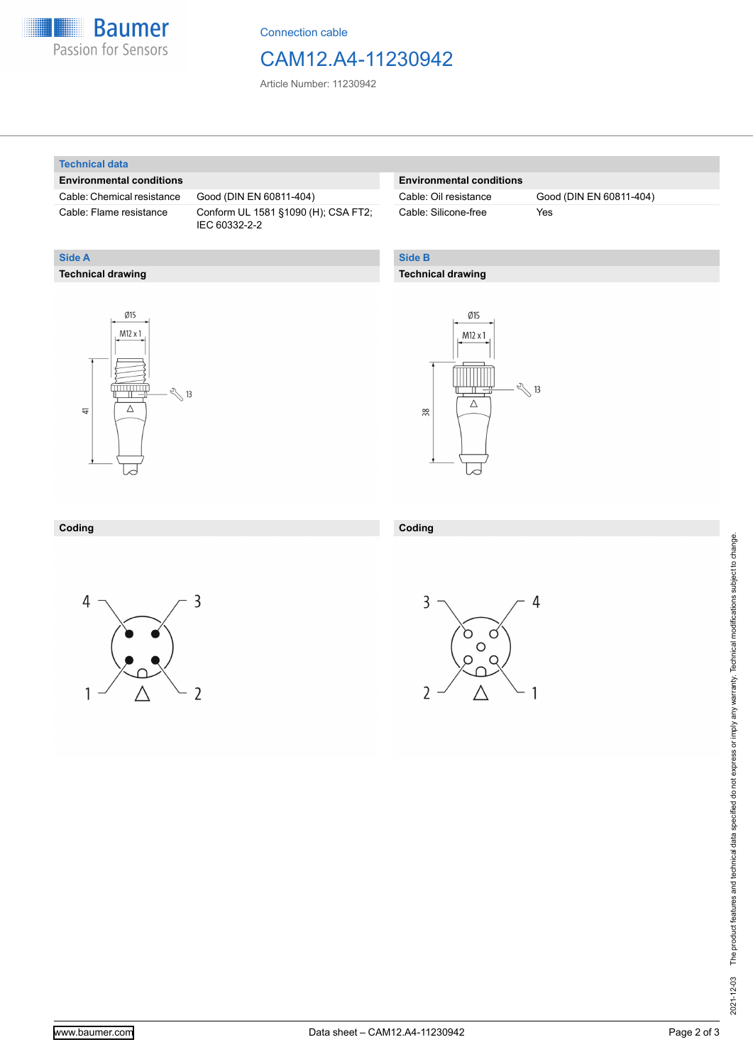Connection cable

# CAM12.A4-11230942

Article Number: 11230942

## Technical data

| Environmental conditions | |
|---|---|
| Cable: Chemical resistance | Good (DIN EN 60811-404) |
| Cable: Flame resistance | Conform UL 1581 §1090 (H); CSA FT2; IEC 60332-2-2 |

| Environmental conditions | |
|---|---|
| Cable: Oil resistance | Good (DIN EN 60811-404) |
| Cable: Silicone-free | Yes |

## Side A

### Technical drawing

Ø15
M12 x 1
41
13

### Coding

4 3
1 2

## Side B

### Technical drawing

Ø15
M12 x 1
38
13

### Coding

3 4
2 1

2021-12-03 The product features and technical data specified do not express or imply any warranty. Technical modifications subject to change.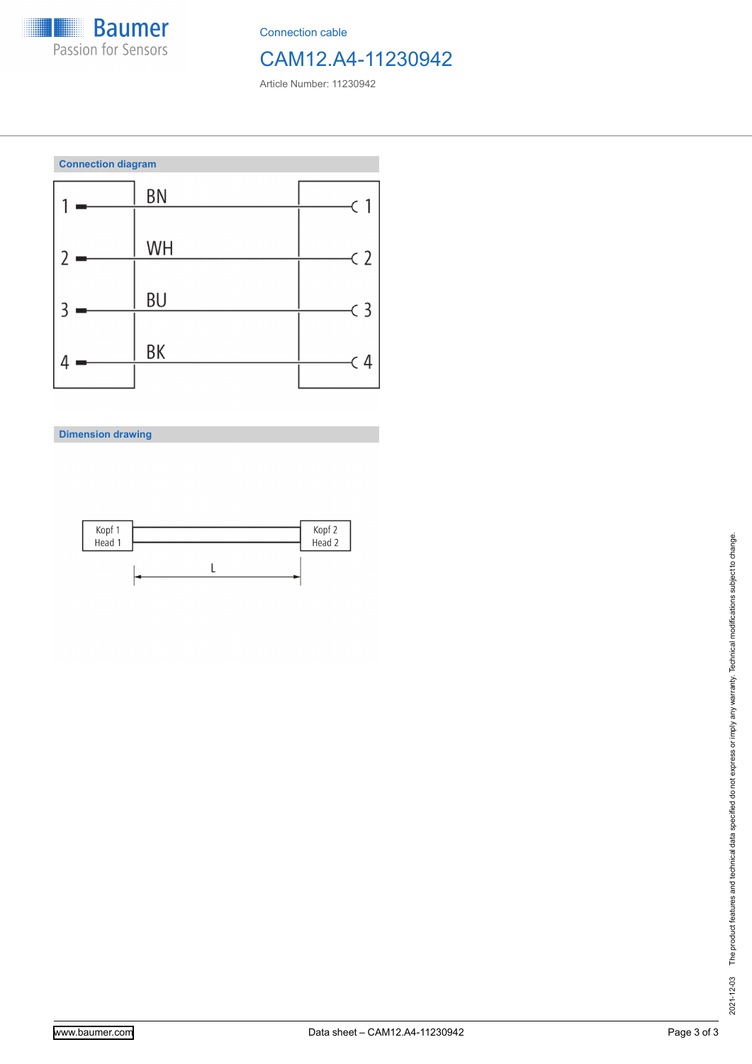Connection cable

# CAM12.A4-11230942

Article Number: 11230942

## Connection diagram

1 BN 1

2 WH 2

3 BU 3

4 BK 4

## Dimension drawing

Kopf 1
Head 1

Kopf 2
Head 2

L

The product features and technical data specified do not express or imply any warranty. Technical modifications subject to change.

2021-12-03